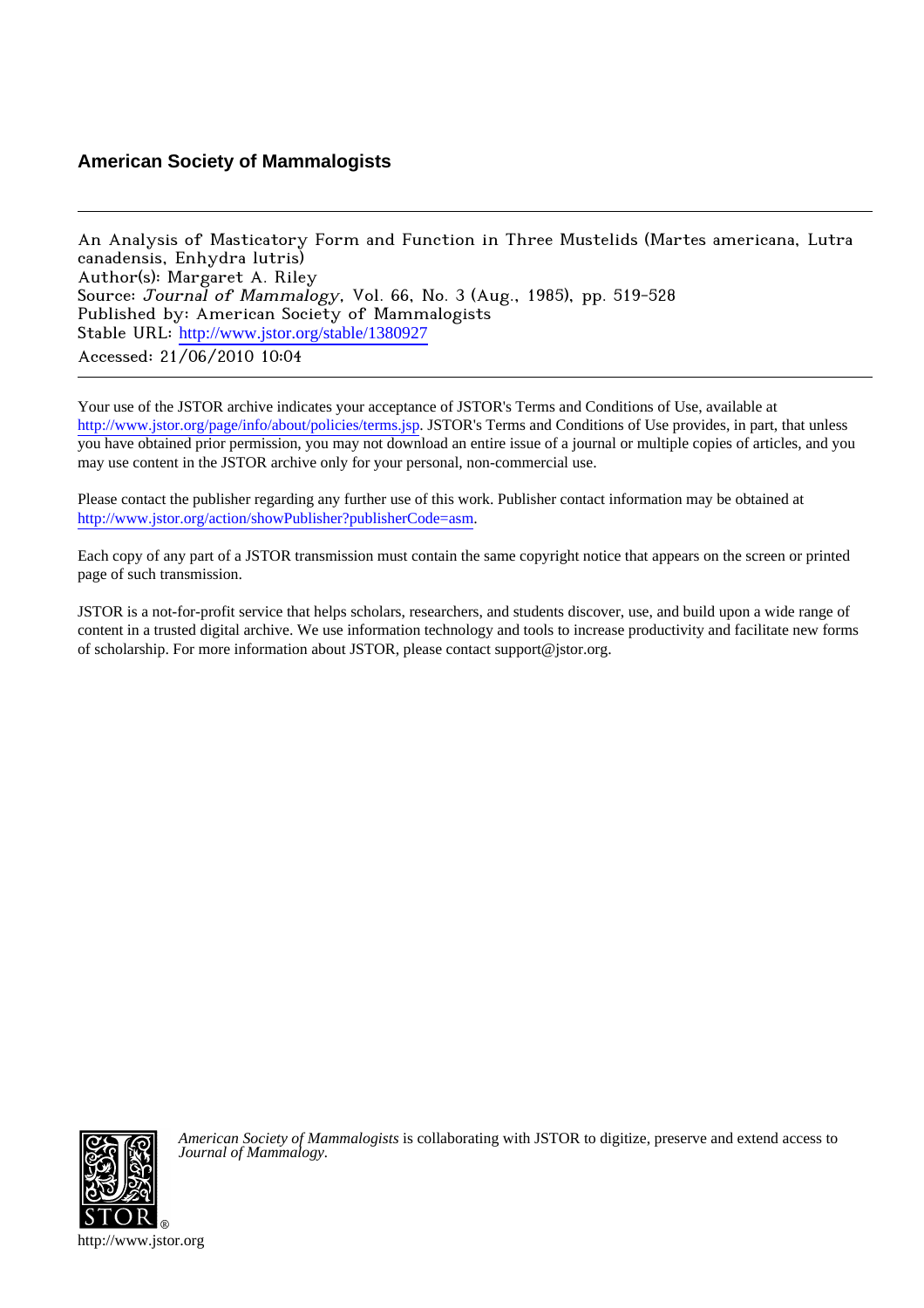**American Society of Mammalogists**

---

An Analysis of Masticatory Form and Function in Three Mustelids (Martes americana, Lutra canadensis, Enhydra lutris)
Author(s): Margaret A. Riley
Source: *Journal of Mammalogy*, Vol. 66, No. 3 (Aug., 1985), pp. 519-528
Published by: American Society of Mammalogists
Stable URL: http://www.jstor.org/stable/1380927
Accessed: 21/06/2010 10:04

---

Your use of the JSTOR archive indicates your acceptance of JSTOR's Terms and Conditions of Use, available at http://www.jstor.org/page/info/about/policies/terms.jsp. JSTOR's Terms and Conditions of Use provides, in part, that unless you have obtained prior permission, you may not download an entire issue of a journal or multiple copies of articles, and you may use content in the JSTOR archive only for your personal, non-commercial use.

Please contact the publisher regarding any further use of this work. Publisher contact information may be obtained at http://www.jstor.org/action/showPublisher?publisherCode=asm.

Each copy of any part of a JSTOR transmission must contain the same copyright notice that appears on the screen or printed page of such transmission.

JSTOR is a not-for-profit service that helps scholars, researchers, and students discover, use, and build upon a wide range of content in a trusted digital archive. We use information technology and tools to increase productivity and facilitate new forms of scholarship. For more information about JSTOR, please contact support@jstor.org.

*American Society of Mammalogists* is collaborating with JSTOR to digitize, preserve and extend access to *Journal of Mammalogy*.

http://www.jstor.org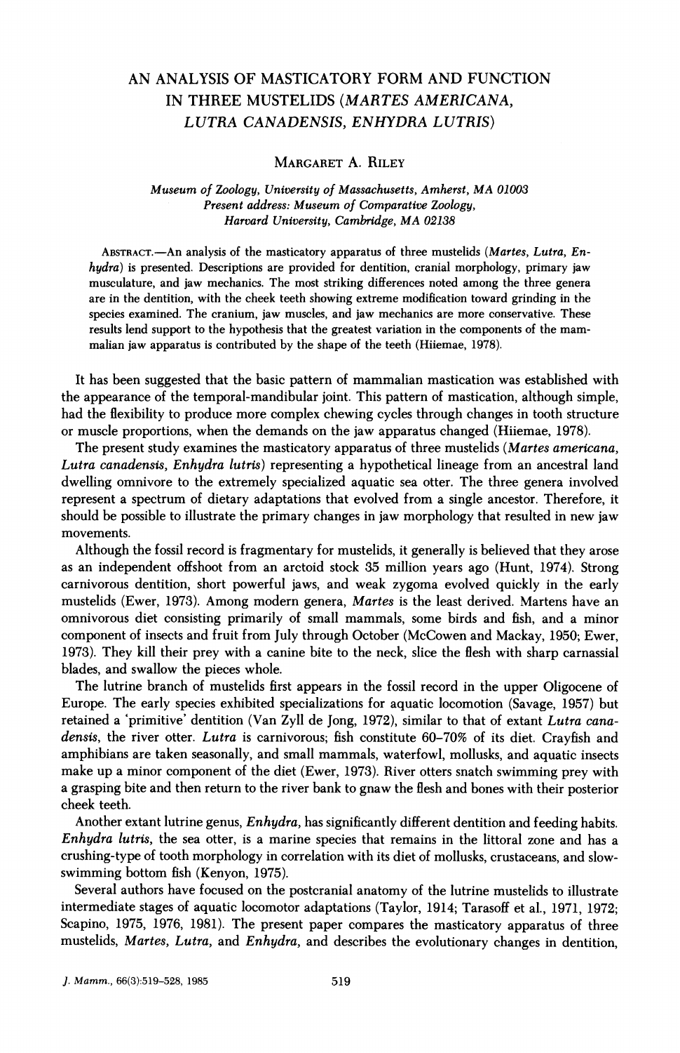# AN ANALYSIS OF MASTICATORY FORM AND FUNCTION IN THREE MUSTELIDS (*MARTES AMERICANA, LUTRA CANADENSIS, ENHYDRA LUTRIS*)

MARGARET A. RILEY

*Museum of Zoology, University of Massachusetts, Amherst, MA 01003*
*Present address: Museum of Comparative Zoology, Harvard University, Cambridge, MA 02138*

ABSTRACT.—An analysis of the masticatory apparatus of three mustelids (*Martes, Lutra, Enhydra*) is presented. Descriptions are provided for dentition, cranial morphology, primary jaw musculature, and jaw mechanics. The most striking differences noted among the three genera are in the dentition, with the cheek teeth showing extreme modification toward grinding in the species examined. The cranium, jaw muscles, and jaw mechanics are more conservative. These results lend support to the hypothesis that the greatest variation in the components of the mammalian jaw apparatus is contributed by the shape of the teeth (Hiiemae, 1978).

It has been suggested that the basic pattern of mammalian mastication was established with the appearance of the temporal-mandibular joint. This pattern of mastication, although simple, had the flexibility to produce more complex chewing cycles through changes in tooth structure or muscle proportions, when the demands on the jaw apparatus changed (Hiiemae, 1978).

The present study examines the masticatory apparatus of three mustelids (*Martes americana, Lutra canadensis, Enhydra lutris*) representing a hypothetical lineage from an ancestral land dwelling omnivore to the extremely specialized aquatic sea otter. The three genera involved represent a spectrum of dietary adaptations that evolved from a single ancestor. Therefore, it should be possible to illustrate the primary changes in jaw morphology that resulted in new jaw movements.

Although the fossil record is fragmentary for mustelids, it generally is believed that they arose as an independent offshoot from an arctoid stock 35 million years ago (Hunt, 1974). Strong carnivorous dentition, short powerful jaws, and weak zygoma evolved quickly in the early mustelids (Ewer, 1973). Among modern genera, *Martes* is the least derived. Martens have an omnivorous diet consisting primarily of small mammals, some birds and fish, and a minor component of insects and fruit from July through October (McCowen and Mackay, 1950; Ewer, 1973). They kill their prey with a canine bite to the neck, slice the flesh with sharp carnassial blades, and swallow the pieces whole.

The lutrine branch of mustelids first appears in the fossil record in the upper Oligocene of Europe. The early species exhibited specializations for aquatic locomotion (Savage, 1957) but retained a 'primitive' dentition (Van Zyll de Jong, 1972), similar to that of extant *Lutra canadensis*, the river otter. *Lutra* is carnivorous; fish constitute 60–70% of its diet. Crayfish and amphibians are taken seasonally, and small mammals, waterfowl, mollusks, and aquatic insects make up a minor component of the diet (Ewer, 1973). River otters snatch swimming prey with a grasping bite and then return to the river bank to gnaw the flesh and bones with their posterior cheek teeth.

Another extant lutrine genus, *Enhydra*, has significantly different dentition and feeding habits. *Enhydra lutris*, the sea otter, is a marine species that remains in the littoral zone and has a crushing-type of tooth morphology in correlation with its diet of mollusks, crustaceans, and slow-swimming bottom fish (Kenyon, 1975).

Several authors have focused on the postcranial anatomy of the lutrine mustelids to illustrate intermediate stages of aquatic locomotor adaptations (Taylor, 1914; Tarasoff et al., 1971, 1972; Scapino, 1975, 1976, 1981). The present paper compares the masticatory apparatus of three mustelids, *Martes, Lutra,* and *Enhydra*, and describes the evolutionary changes in dentition,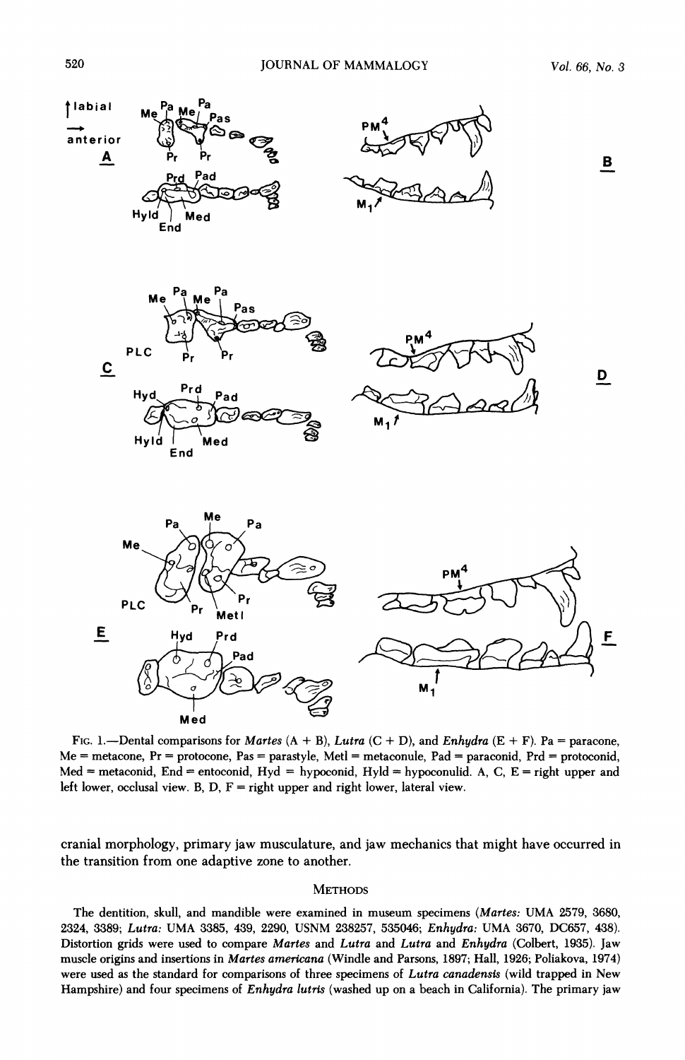FIG. 1.—Dental comparisons for *Martes* (A + B), *Lutra* (C + D), and *Enhydra* (E + F). Pa = paracone, Me = metacone, Pr = protocone, Pas = parastyle, Metl = metaconule, Pad = paraconid, Prd = protoconid, Med = metaconid, End = entoconid, Hyd = hypoconid, Hyld = hypoconulid. A, C, E = right upper and left lower, occlusal view. B, D, F = right upper and right lower, lateral view.

cranial morphology, primary jaw musculature, and jaw mechanics that might have occurred in the transition from one adaptive zone to another.

## METHODS

The dentition, skull, and mandible were examined in museum specimens (*Martes*: UMA 2579, 3680, 2324, 3389; *Lutra*: UMA 3385, 439, 2290, USNM 238257, 535046; *Enhydra*: UMA 3670, DC657, 438). Distortion grids were used to compare *Martes* and *Lutra* and *Lutra* and *Enhydra* (Colbert, 1935). Jaw muscle origins and insertions in *Martes americana* (Windle and Parsons, 1897; Hall, 1926; Poliakova, 1974) were used as the standard for comparisons of three specimens of *Lutra canadensis* (wild trapped in New Hampshire) and four specimens of *Enhydra lutris* (washed up on a beach in California). The primary jaw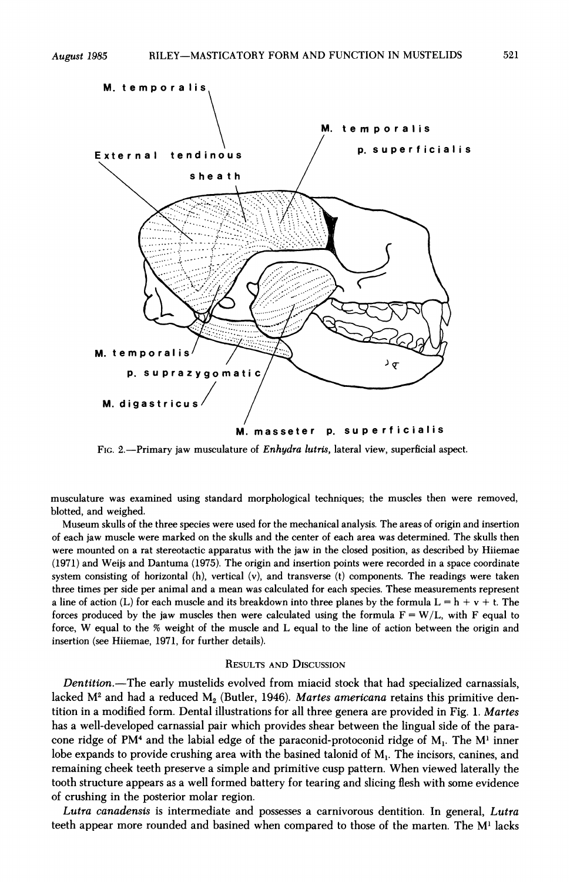FIG. 2.—Primary jaw musculature of *Enhydra lutris*, lateral view, superficial aspect.

musculature was examined using standard morphological techniques; the muscles then were removed, blotted, and weighed.

Museum skulls of the three species were used for the mechanical analysis. The areas of origin and insertion of each jaw muscle were marked on the skulls and the center of each area was determined. The skulls then were mounted on a rat stereotactic apparatus with the jaw in the closed position, as described by Hiiemae (1971) and Weijs and Dantuma (1975). The origin and insertion points were recorded in a space coordinate system consisting of horizontal (h), vertical (v), and transverse (t) components. The readings were taken three times per side per animal and a mean was calculated for each species. These measurements represent a line of action (L) for each muscle and its breakdown into three planes by the formula $L = h + v + t$. The forces produced by the jaw muscles then were calculated using the formula $F = W/L$, with F equal to force, W equal to the % weight of the muscle and L equal to the line of action between the origin and insertion (see Hiiemae, 1971, for further details).

## RESULTS AND DISCUSSION

*Dentition*.—The early mustelids evolved from miacid stock that had specialized carnassials, lacked $M^2$ and had a reduced $M_2$ (Butler, 1946). *Martes americana* retains this primitive dentition in a modified form. Dental illustrations for all three genera are provided in Fig. 1. *Martes* has a well-developed carnassial pair which provides shear between the lingual side of the paracone ridge of $PM^4$ and the labial edge of the paraconid-protoconid ridge of $M_1$. The $M^1$ inner lobe expands to provide crushing area with the basined talonid of $M_1$. The incisors, canines, and remaining cheek teeth preserve a simple and primitive cusp pattern. When viewed laterally the tooth structure appears as a well formed battery for tearing and slicing flesh with some evidence of crushing in the posterior molar region.

*Lutra canadensis* is intermediate and possesses a carnivorous dentition. In general, *Lutra* teeth appear more rounded and basined when compared to those of the marten. The $M^1$ lacks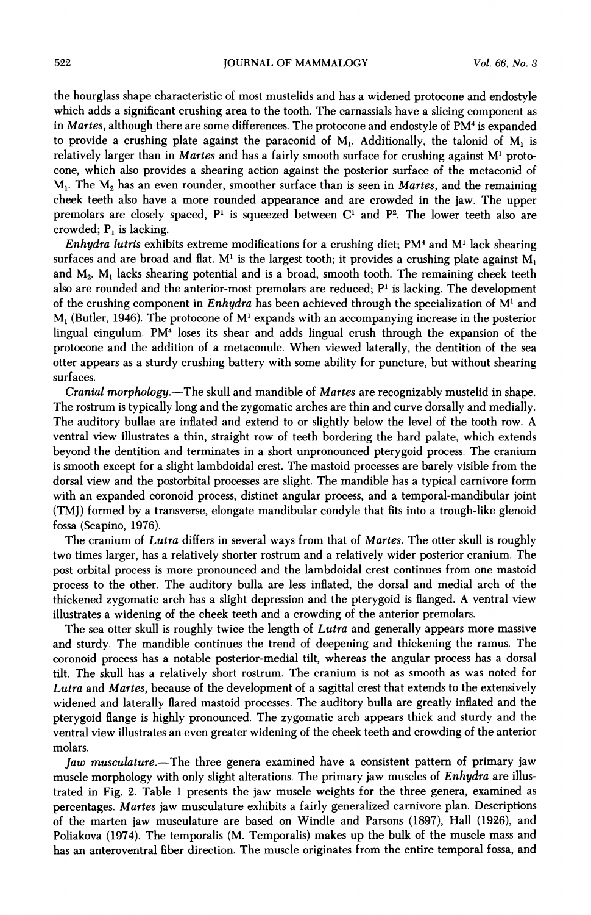the hourglass shape characteristic of most mustelids and has a widened protocone and endostyle which adds a significant crushing area to the tooth. The carnassials have a slicing component as in *Martes*, although there are some differences. The protocone and endostyle of $PM^4$ is expanded to provide a crushing plate against the paraconid of $M_1$. Additionally, the talonid of $M_1$ is relatively larger than in *Martes* and has a fairly smooth surface for crushing against $M^1$ protocone, which also provides a shearing action against the posterior surface of the metaconid of $M_1$. The $M_2$ has an even rounder, smoother surface than is seen in *Martes*, and the remaining cheek teeth also have a more rounded appearance and are crowded in the jaw. The upper premolars are closely spaced, $P^1$ is squeezed between $C^1$ and $P^2$. The lower teeth also are crowded; $P_1$ is lacking.

*Enhydra lutris* exhibits extreme modifications for a crushing diet; $PM^4$ and $M^1$ lack shearing surfaces and are broad and flat. $M^1$ is the largest tooth; it provides a crushing plate against $M_1$ and $M_2$. $M_1$ lacks shearing potential and is a broad, smooth tooth. The remaining cheek teeth also are rounded and the anterior-most premolars are reduced; $P^1$ is lacking. The development of the crushing component in *Enhydra* has been achieved through the specialization of $M^1$ and $M_1$ (Butler, 1946). The protocone of $M^1$ expands with an accompanying increase in the posterior lingual cingulum. $PM^4$ loses its shear and adds lingual crush through the expansion of the protocone and the addition of a metaconule. When viewed laterally, the dentition of the sea otter appears as a sturdy crushing battery with some ability for puncture, but without shearing surfaces.

*Cranial morphology.*—The skull and mandible of *Martes* are recognizably mustelid in shape. The rostrum is typically long and the zygomatic arches are thin and curve dorsally and medially. The auditory bullae are inflated and extend to or slightly below the level of the tooth row. A ventral view illustrates a thin, straight row of teeth bordering the hard palate, which extends beyond the dentition and terminates in a short unpronounced pterygoid process. The cranium is smooth except for a slight lambdoidal crest. The mastoid processes are barely visible from the dorsal view and the postorbital processes are slight. The mandible has a typical carnivore form with an expanded coronoid process, distinct angular process, and a temporal-mandibular joint (TMJ) formed by a transverse, elongate mandibular condyle that fits into a trough-like glenoid fossa (Scapino, 1976).

The cranium of *Lutra* differs in several ways from that of *Martes*. The otter skull is roughly two times larger, has a relatively shorter rostrum and a relatively wider posterior cranium. The post orbital process is more pronounced and the lambdoidal crest continues from one mastoid process to the other. The auditory bulla are less inflated, the dorsal and medial arch of the thickened zygomatic arch has a slight depression and the pterygoid is flanged. A ventral view illustrates a widening of the cheek teeth and a crowding of the anterior premolars.

The sea otter skull is roughly twice the length of *Lutra* and generally appears more massive and sturdy. The mandible continues the trend of deepening and thickening the ramus. The coronoid process has a notable posterior-medial tilt, whereas the angular process has a dorsal tilt. The skull has a relatively short rostrum. The cranium is not as smooth as was noted for *Lutra* and *Martes*, because of the development of a sagittal crest that extends to the extensively widened and laterally flared mastoid processes. The auditory bulla are greatly inflated and the pterygoid flange is highly pronounced. The zygomatic arch appears thick and sturdy and the ventral view illustrates an even greater widening of the cheek teeth and crowding of the anterior molars.

*Jaw musculature.*—The three genera examined have a consistent pattern of primary jaw muscle morphology with only slight alterations. The primary jaw muscles of *Enhydra* are illustrated in Fig. 2. Table 1 presents the jaw muscle weights for the three genera, examined as percentages. *Martes* jaw musculature exhibits a fairly generalized carnivore plan. Descriptions of the marten jaw musculature are based on Windle and Parsons (1897), Hall (1926), and Poliakova (1974). The temporalis (M. Temporalis) makes up the bulk of the muscle mass and has an anteroventral fiber direction. The muscle originates from the entire temporal fossa, and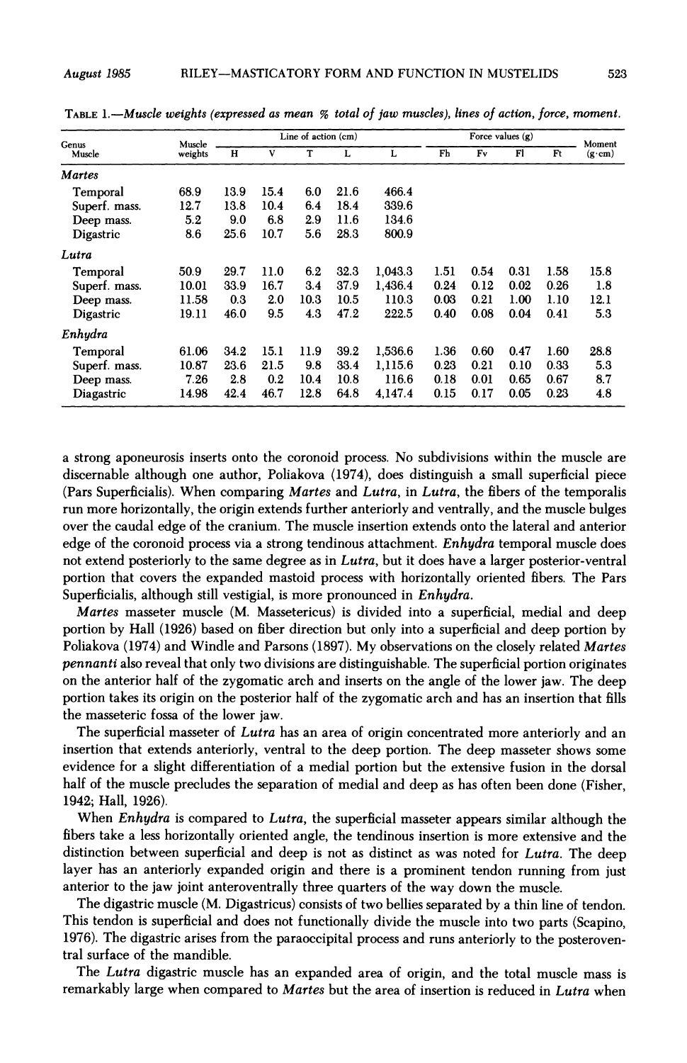TABLE 1.—*Muscle weights (expressed as mean % total of jaw muscles), lines of action, force, moment.*

| Genus Muscle | Muscle weights | Line of action (cm) | | | | | Force values (g) | | | | Moment (g·cm) |
|---|---|---|---|---|---|---|---|---|---|---|---|
| | | H | V | T | L | L | Fh | Fv | Fl | Ft | |
| ***Martes*** | | | | | | | | | | | |
| Temporal | 68.9 | 13.9 | 15.4 | 6.0 | 21.6 | 466.4 | | | | | |
| Superf. mass. | 12.7 | 13.8 | 10.4 | 6.4 | 18.4 | 339.6 | | | | | |
| Deep mass. | 5.2 | 9.0 | 6.8 | 2.9 | 11.6 | 134.6 | | | | | |
| Digastric | 8.6 | 25.6 | 10.7 | 5.6 | 28.3 | 800.9 | | | | | |
| ***Lutra*** | | | | | | | | | | | |
| Temporal | 50.9 | 29.7 | 11.0 | 6.2 | 32.3 | 1,043.3 | 1.51 | 0.54 | 0.31 | 1.58 | 15.8 |
| Superf. mass. | 10.01 | 33.9 | 16.7 | 3.4 | 37.9 | 1,436.4 | 0.24 | 0.12 | 0.02 | 0.26 | 1.8 |
| Deep mass. | 11.58 | 0.3 | 2.0 | 10.3 | 10.5 | 110.3 | 0.03 | 0.21 | 1.00 | 1.10 | 12.1 |
| Digastric | 19.11 | 46.0 | 9.5 | 4.3 | 47.2 | 222.5 | 0.40 | 0.08 | 0.04 | 0.41 | 5.3 |
| ***Enhydra*** | | | | | | | | | | | |
| Temporal | 61.06 | 34.2 | 15.1 | 11.9 | 39.2 | 1,536.6 | 1.36 | 0.60 | 0.47 | 1.60 | 28.8 |
| Superf. mass. | 10.87 | 23.6 | 21.5 | 9.8 | 33.4 | 1,115.6 | 0.23 | 0.21 | 0.10 | 0.33 | 5.3 |
| Deep mass. | 7.26 | 2.8 | 0.2 | 10.4 | 10.8 | 116.6 | 0.18 | 0.01 | 0.65 | 0.67 | 8.7 |
| Diagastric | 14.98 | 42.4 | 46.7 | 12.8 | 64.8 | 4,147.4 | 0.15 | 0.17 | 0.05 | 0.23 | 4.8 |

a strong aponeurosis inserts onto the coronoid process. No subdivisions within the muscle are discernable although one author, Poliakova (1974), does distinguish a small superficial piece (Pars Superficialis). When comparing *Martes* and *Lutra*, in *Lutra*, the fibers of the temporalis run more horizontally, the origin extends further anteriorly and ventrally, and the muscle bulges over the caudal edge of the cranium. The muscle insertion extends onto the lateral and anterior edge of the coronoid process via a strong tendinous attachment. *Enhydra* temporal muscle does not extend posteriorly to the same degree as in *Lutra*, but it does have a larger posterior-ventral portion that covers the expanded mastoid process with horizontally oriented fibers. The Pars Superficialis, although still vestigial, is more pronounced in *Enhydra*.

*Martes* masseter muscle (M. Massetericus) is divided into a superficial, medial and deep portion by Hall (1926) based on fiber direction but only into a superficial and deep portion by Poliakova (1974) and Windle and Parsons (1897). My observations on the closely related *Martes pennanti* also reveal that only two divisions are distinguishable. The superficial portion originates on the anterior half of the zygomatic arch and inserts on the angle of the lower jaw. The deep portion takes its origin on the posterior half of the zygomatic arch and has an insertion that fills the masseteric fossa of the lower jaw.

The superficial masseter of *Lutra* has an area of origin concentrated more anteriorly and an insertion that extends anteriorly, ventral to the deep portion. The deep masseter shows some evidence for a slight differentiation of a medial portion but the extensive fusion in the dorsal half of the muscle precludes the separation of medial and deep as has often been done (Fisher, 1942; Hall, 1926).

When *Enhydra* is compared to *Lutra*, the superficial masseter appears similar although the fibers take a less horizontally oriented angle, the tendinous insertion is more extensive and the distinction between superficial and deep is not as distinct as was noted for *Lutra*. The deep layer has an anteriorly expanded origin and there is a prominent tendon running from just anterior to the jaw joint anteroventrally three quarters of the way down the muscle.

The digastric muscle (M. Digastricus) consists of two bellies separated by a thin line of tendon. This tendon is superficial and does not functionally divide the muscle into two parts (Scapino, 1976). The digastric arises from the paraoccipital process and runs anteriorly to the posteroventral surface of the mandible.

The *Lutra* digastric muscle has an expanded area of origin, and the total muscle mass is remarkably large when compared to *Martes* but the area of insertion is reduced in *Lutra* when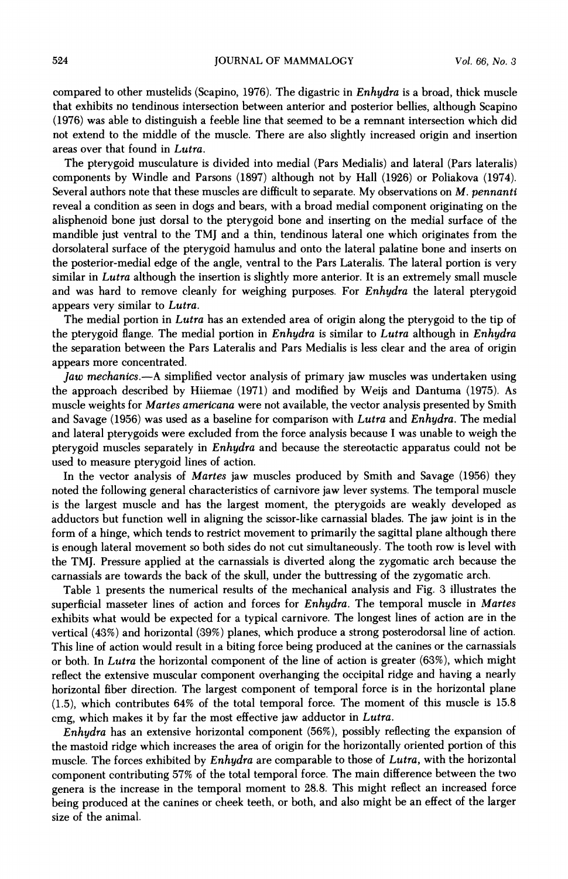compared to other mustelids (Scapino, 1976). The digastric in *Enhydra* is a broad, thick muscle that exhibits no tendinous intersection between anterior and posterior bellies, although Scapino (1976) was able to distinguish a feeble line that seemed to be a remnant intersection which did not extend to the middle of the muscle. There are also slightly increased origin and insertion areas over that found in *Lutra*.

The pterygoid musculature is divided into medial (Pars Medialis) and lateral (Pars lateralis) components by Windle and Parsons (1897) although not by Hall (1926) or Poliakova (1974). Several authors note that these muscles are difficult to separate. My observations on *M. pennanti* reveal a condition as seen in dogs and bears, with a broad medial component originating on the alisphenoid bone just dorsal to the pterygoid bone and inserting on the medial surface of the mandible just ventral to the TMJ and a thin, tendinous lateral one which originates from the dorsolateral surface of the pterygoid hamulus and onto the lateral palatine bone and inserts on the posterior-medial edge of the angle, ventral to the Pars Lateralis. The lateral portion is very similar in *Lutra* although the insertion is slightly more anterior. It is an extremely small muscle and was hard to remove cleanly for weighing purposes. For *Enhydra* the lateral pterygoid appears very similar to *Lutra*.

The medial portion in *Lutra* has an extended area of origin along the pterygoid to the tip of the pterygoid flange. The medial portion in *Enhydra* is similar to *Lutra* although in *Enhydra* the separation between the Pars Lateralis and Pars Medialis is less clear and the area of origin appears more concentrated.

*Jaw mechanics.*—A simplified vector analysis of primary jaw muscles was undertaken using the approach described by Hiiemae (1971) and modified by Weijs and Dantuma (1975). As muscle weights for *Martes americana* were not available, the vector analysis presented by Smith and Savage (1956) was used as a baseline for comparison with *Lutra* and *Enhydra*. The medial and lateral pterygoids were excluded from the force analysis because I was unable to weigh the pterygoid muscles separately in *Enhydra* and because the stereotactic apparatus could not be used to measure pterygoid lines of action.

In the vector analysis of *Martes* jaw muscles produced by Smith and Savage (1956) they noted the following general characteristics of carnivore jaw lever systems. The temporal muscle is the largest muscle and has the largest moment, the pterygoids are weakly developed as adductors but function well in aligning the scissor-like carnassial blades. The jaw joint is in the form of a hinge, which tends to restrict movement to primarily the sagittal plane although there is enough lateral movement so both sides do not cut simultaneously. The tooth row is level with the TMJ. Pressure applied at the carnassials is diverted along the zygomatic arch because the carnassials are towards the back of the skull, under the buttressing of the zygomatic arch.

Table 1 presents the numerical results of the mechanical analysis and Fig. 3 illustrates the superficial masseter lines of action and forces for *Enhydra*. The temporal muscle in *Martes* exhibits what would be expected for a typical carnivore. The longest lines of action are in the vertical (43%) and horizontal (39%) planes, which produce a strong posterodorsal line of action. This line of action would result in a biting force being produced at the canines or the carnassials or both. In *Lutra* the horizontal component of the line of action is greater (63%), which might reflect the extensive muscular component overhanging the occipital ridge and having a nearly horizontal fiber direction. The largest component of temporal force is in the horizontal plane (1.5), which contributes 64% of the total temporal force. The moment of this muscle is 15.8 cmg, which makes it by far the most effective jaw adductor in *Lutra*.

*Enhydra* has an extensive horizontal component (56%), possibly reflecting the expansion of the mastoid ridge which increases the area of origin for the horizontally oriented portion of this muscle. The forces exhibited by *Enhydra* are comparable to those of *Lutra*, with the horizontal component contributing 57% of the total temporal force. The main difference between the two genera is the increase in the temporal moment to 28.8. This might reflect an increased force being produced at the canines or cheek teeth, or both, and also might be an effect of the larger size of the animal.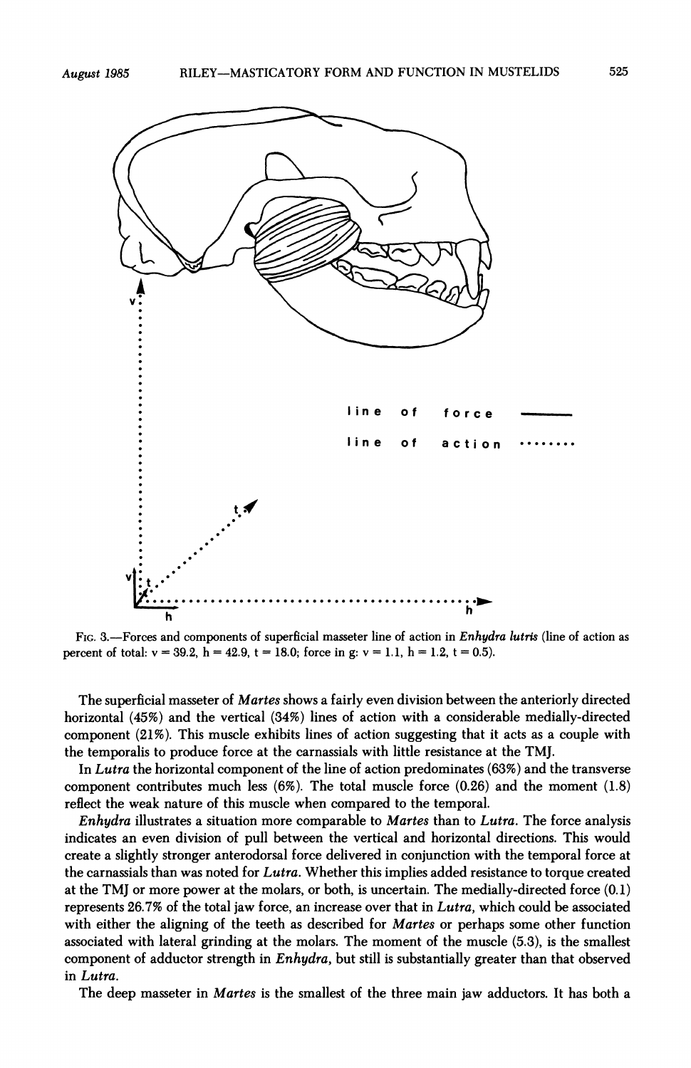FIG. 3.—Forces and components of superficial masseter line of action in *Enhydra lutris* (line of action as percent of total: v = 39.2, h = 42.9, t = 18.0; force in g: v = 1.1, h = 1.2, t = 0.5).

The superficial masseter of *Martes* shows a fairly even division between the anteriorly directed horizontal (45%) and the vertical (34%) lines of action with a considerable medially-directed component (21%). This muscle exhibits lines of action suggesting that it acts as a couple with the temporalis to produce force at the carnassials with little resistance at the TMJ.

In *Lutra* the horizontal component of the line of action predominates (63%) and the transverse component contributes much less (6%). The total muscle force (0.26) and the moment (1.8) reflect the weak nature of this muscle when compared to the temporal.

*Enhydra* illustrates a situation more comparable to *Martes* than to *Lutra*. The force analysis indicates an even division of pull between the vertical and horizontal directions. This would create a slightly stronger anterodorsal force delivered in conjunction with the temporal force at the carnassials than was noted for *Lutra*. Whether this implies added resistance to torque created at the TMJ or more power at the molars, or both, is uncertain. The medially-directed force (0.1) represents 26.7% of the total jaw force, an increase over that in *Lutra*, which could be associated with either the aligning of the teeth as described for *Martes* or perhaps some other function associated with lateral grinding at the molars. The moment of the muscle (5.3), is the smallest component of adductor strength in *Enhydra*, but still is substantially greater than that observed in *Lutra*.

The deep masseter in *Martes* is the smallest of the three main jaw adductors. It has both a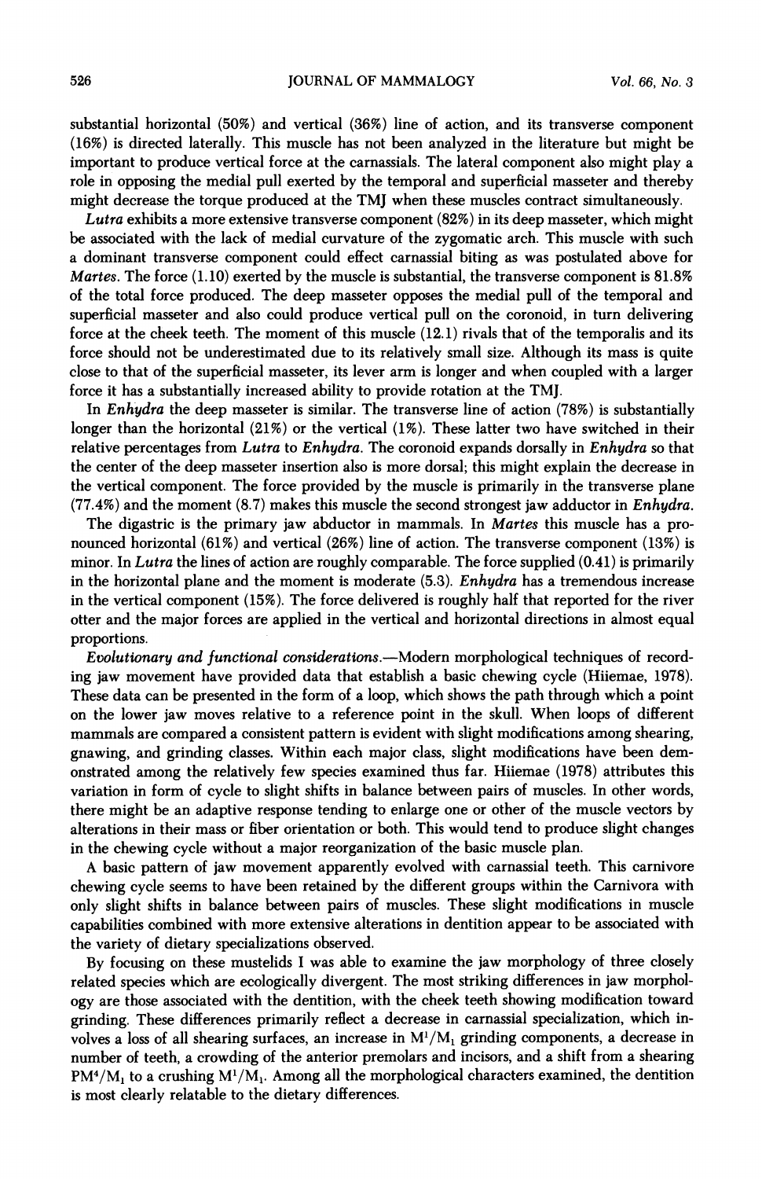substantial horizontal (50%) and vertical (36%) line of action, and its transverse component (16%) is directed laterally. This muscle has not been analyzed in the literature but might be important to produce vertical force at the carnassials. The lateral component also might play a role in opposing the medial pull exerted by the temporal and superficial masseter and thereby might decrease the torque produced at the TMJ when these muscles contract simultaneously.

*Lutra* exhibits a more extensive transverse component (82%) in its deep masseter, which might be associated with the lack of medial curvature of the zygomatic arch. This muscle with such a dominant transverse component could effect carnassial biting as was postulated above for *Martes*. The force (1.10) exerted by the muscle is substantial, the transverse component is 81.8% of the total force produced. The deep masseter opposes the medial pull of the temporal and superficial masseter and also could produce vertical pull on the coronoid, in turn delivering force at the cheek teeth. The moment of this muscle (12.1) rivals that of the temporalis and its force should not be underestimated due to its relatively small size. Although its mass is quite close to that of the superficial masseter, its lever arm is longer and when coupled with a larger force it has a substantially increased ability to provide rotation at the TMJ.

In *Enhydra* the deep masseter is similar. The transverse line of action (78%) is substantially longer than the horizontal (21%) or the vertical (1%). These latter two have switched in their relative percentages from *Lutra* to *Enhydra*. The coronoid expands dorsally in *Enhydra* so that the center of the deep masseter insertion also is more dorsal; this might explain the decrease in the vertical component. The force provided by the muscle is primarily in the transverse plane (77.4%) and the moment (8.7) makes this muscle the second strongest jaw adductor in *Enhydra*.

The digastric is the primary jaw abductor in mammals. In *Martes* this muscle has a pronounced horizontal (61%) and vertical (26%) line of action. The transverse component (13%) is minor. In *Lutra* the lines of action are roughly comparable. The force supplied (0.41) is primarily in the horizontal plane and the moment is moderate (5.3). *Enhydra* has a tremendous increase in the vertical component (15%). The force delivered is roughly half that reported for the river otter and the major forces are applied in the vertical and horizontal directions in almost equal proportions.

*Evolutionary and functional considerations.*—Modern morphological techniques of recording jaw movement have provided data that establish a basic chewing cycle (Hiiemae, 1978). These data can be presented in the form of a loop, which shows the path through which a point on the lower jaw moves relative to a reference point in the skull. When loops of different mammals are compared a consistent pattern is evident with slight modifications among shearing, gnawing, and grinding classes. Within each major class, slight modifications have been demonstrated among the relatively few species examined thus far. Hiiemae (1978) attributes this variation in form of cycle to slight shifts in balance between pairs of muscles. In other words, there might be an adaptive response tending to enlarge one or other of the muscle vectors by alterations in their mass or fiber orientation or both. This would tend to produce slight changes in the chewing cycle without a major reorganization of the basic muscle plan.

A basic pattern of jaw movement apparently evolved with carnassial teeth. This carnivore chewing cycle seems to have been retained by the different groups within the Carnivora with only slight shifts in balance between pairs of muscles. These slight modifications in muscle capabilities combined with more extensive alterations in dentition appear to be associated with the variety of dietary specializations observed.

By focusing on these mustelids I was able to examine the jaw morphology of three closely related species which are ecologically divergent. The most striking differences in jaw morphology are those associated with the dentition, with the cheek teeth showing modification toward grinding. These differences primarily reflect a decrease in carnassial specialization, which involves a loss of all shearing surfaces, an increase in $M^1/M_1$ grinding components, a decrease in number of teeth, a crowding of the anterior premolars and incisors, and a shift from a shearing $PM^4/M_1$ to a crushing $M^1/M_1$. Among all the morphological characters examined, the dentition is most clearly relatable to the dietary differences.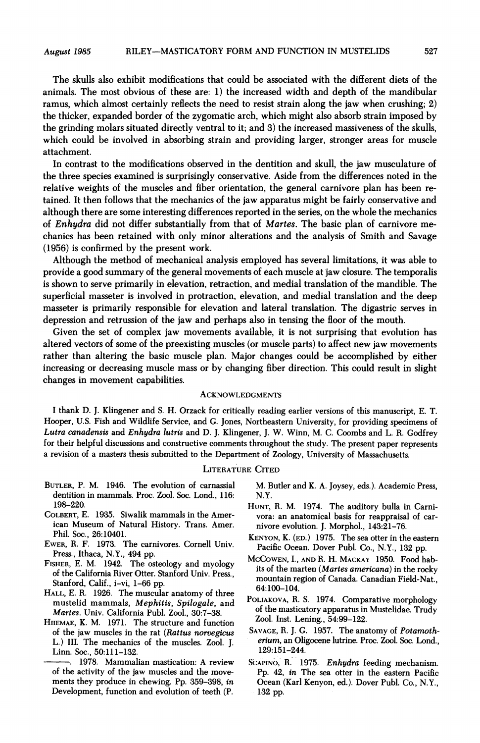The skulls also exhibit modifications that could be associated with the different diets of the animals. The most obvious of these are: 1) the increased width and depth of the mandibular ramus, which almost certainly reflects the need to resist strain along the jaw when crushing; 2) the thicker, expanded border of the zygomatic arch, which might also absorb strain imposed by the grinding molars situated directly ventral to it; and 3) the increased massiveness of the skulls, which could be involved in absorbing strain and providing larger, stronger areas for muscle attachment.

In contrast to the modifications observed in the dentition and skull, the jaw musculature of the three species examined is surprisingly conservative. Aside from the differences noted in the relative weights of the muscles and fiber orientation, the general carnivore plan has been retained. It then follows that the mechanics of the jaw apparatus might be fairly conservative and although there are some interesting differences reported in the series, on the whole the mechanics of *Enhydra* did not differ substantially from that of *Martes*. The basic plan of carnivore mechanics has been retained with only minor alterations and the analysis of Smith and Savage (1956) is confirmed by the present work.

Although the method of mechanical analysis employed has several limitations, it was able to provide a good summary of the general movements of each muscle at jaw closure. The temporalis is shown to serve primarily in elevation, retraction, and medial translation of the mandible. The superficial masseter is involved in protraction, elevation, and medial translation and the deep masseter is primarily responsible for elevation and lateral translation. The digastric serves in depression and retrussion of the jaw and perhaps also in tensing the floor of the mouth.

Given the set of complex jaw movements available, it is not surprising that evolution has altered vectors of some of the preexisting muscles (or muscle parts) to affect new jaw movements rather than altering the basic muscle plan. Major changes could be accomplished by either increasing or decreasing muscle mass or by changing fiber direction. This could result in slight changes in movement capabilities.

## Acknowledgments

I thank D. J. Klingener and S. H. Orzack for critically reading earlier versions of this manuscript, E. T. Hooper, U.S. Fish and Wildlife Service, and G. Jones, Northeastern University, for providing specimens of *Lutra canadensis* and *Enhydra lutris* and D. J. Klingener, J. W. Winn, M. C. Coombs and L. R. Godfrey for their helpful discussions and constructive comments throughout the study. The present paper represents a revision of a masters thesis submitted to the Department of Zoology, University of Massachusetts.

## Literature Cited

Butler, P. M. 1946. The evolution of carnassial dentition in mammals. Proc. Zool. Soc. Lond., 116: 198–220.

Colbert, E. 1935. Siwalik mammals in the American Museum of Natural History. Trans. Amer. Phil. Soc., 26:10401.

Ewer, R. F. 1973. The carnivores. Cornell Univ. Press., Ithaca, N.Y., 494 pp.

Fisher, E. M. 1942. The osteology and myology of the California River Otter. Stanford Univ. Press., Stanford, Calif., i–vi, 1–66 pp.

Hall, E. R. 1926. The muscular anatomy of three mustelid mammals, *Mephitis*, *Spilogale*, and *Martes*. Univ. California Publ. Zool., 30:7–38.

Hiiemae, K. M. 1971. The structure and function of the jaw muscles in the rat (*Rattus norvegicus* L.) III. The mechanics of the muscles. Zool. J. Linn. Soc., 50:111–132.

———. 1978. Mammalian mastication: A review of the activity of the jaw muscles and the movements they produce in chewing. Pp. 359–398, *in* Development, function and evolution of teeth (P. M. Butler and K. A. Joysey, eds.). Academic Press, N.Y.

Hunt, R. M. 1974. The auditory bulla in Carnivora: an anatomical basis for reappraisal of carnivore evolution. J. Morphol., 143:21–76.

Kenyon, K. (ed.) 1975. The sea otter in the eastern Pacific Ocean. Dover Publ. Co., N.Y., 132 pp.

McCowen, I., and R. H. Mackay 1950. Food habits of the marten (*Martes americana*) in the rocky mountain region of Canada. Canadian Field-Nat., 64:100–104.

Poliakova, R. S. 1974. Comparative morphology of the masticatory apparatus in Mustelidae. Trudy Zool. Inst. Lening., 54:99–122.

Savage, R. J. G. 1957. The anatomy of *Potamotherium*, an Oligocene lutrine. Proc. Zool. Soc. Lond., 129:151–244.

Scapino, R. 1975. *Enhydra* feeding mechanism. Pp. 42, *in* The sea otter in the eastern Pacific Ocean (Karl Kenyon, ed.). Dover Publ. Co., N.Y., 132 pp.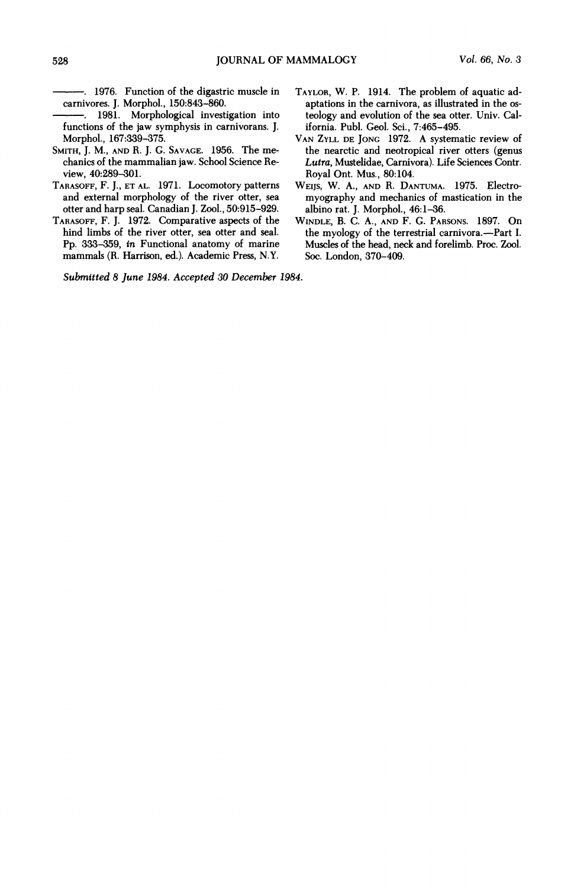———. 1976. Function of the digastric muscle in carnivores. J. Morphol., 150:843–860.

———. 1981. Morphological investigation into functions of the jaw symphysis in carnivorans. J. Morphol., 167:339–375.

SMITH, J. M., AND R. J. G. SAVAGE. 1956. The mechanics of the mammalian jaw. School Science Review, 40:289–301.

TARASOFF, F. J., ET AL. 1971. Locomotory patterns and external morphology of the river otter, sea otter and harp seal. Canadian J. Zool., 50:915–929.

TARASOFF, F. J. 1972. Comparative aspects of the hind limbs of the river otter, sea otter and seal. Pp. 333–359, *in* Functional anatomy of marine mammals (R. Harrison, ed.). Academic Press, N.Y.

TAYLOR, W. P. 1914. The problem of aquatic adaptations in the carnivora, as illustrated in the osteology and evolution of the sea otter. Univ. California. Publ. Geol. Sci., 7:465–495.

VAN ZYLL DE JONG 1972. A systematic review of the nearctic and neotropical river otters (genus *Lutra*, Mustelidae, Carnivora). Life Sciences Contr. Royal Ont. Mus., 80:104.

WEIJS, W. A., AND R. DANTUMA. 1975. Electromyography and mechanics of mastication in the albino rat. J. Morphol., 46:1–36.

WINDLE, B. C. A., AND F. G. PARSONS. 1897. On the myology of the terrestrial carnivora.—Part I. Muscles of the head, neck and forelimb. Proc. Zool. Soc. London, 370–409.

*Submitted 8 June 1984. Accepted 30 December 1984.*